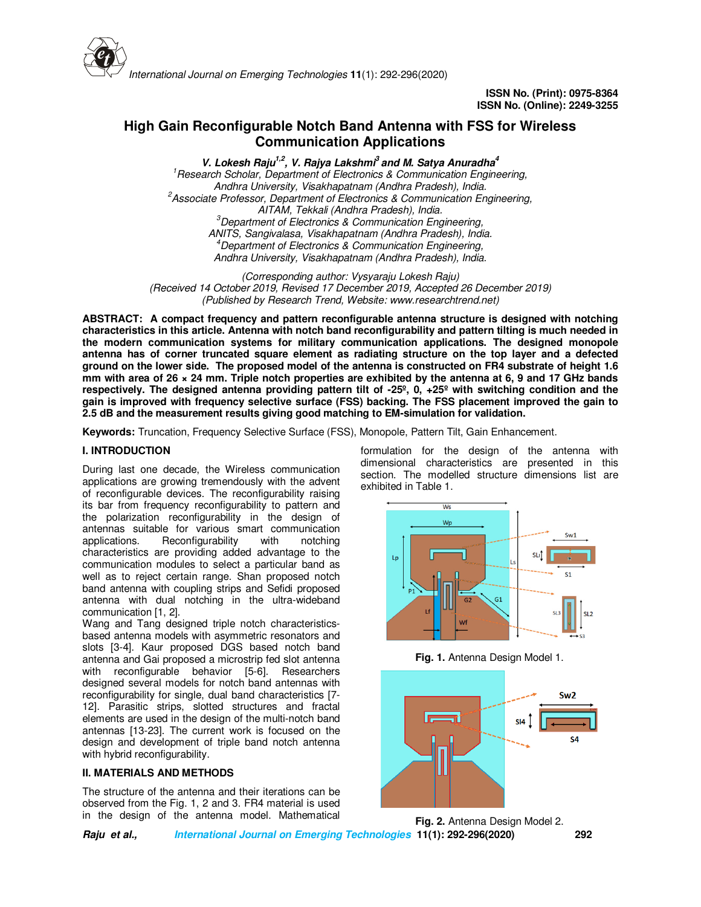ISSN No. (Print): 0975-8364
ISSN No. (Online): 2249-3255

# High Gain Reconfigurable Notch Band Antenna with FSS for Wireless Communication Applications

**V. Lokesh Raju[1,2], V. Rajya Lakshmi[3] and M. Satya Anuradha[4]**

[1]Research Scholar, Department of Electronics & Communication Engineering, Andhra University, Visakhapatnam (Andhra Pradesh), India.
[2]Associate Professor, Department of Electronics & Communication Engineering, AITAM, Tekkali (Andhra Pradesh), India.
[3]Department of Electronics & Communication Engineering, ANITS, Sangivalasa, Visakhapatnam (Andhra Pradesh), India.
[4]Department of Electronics & Communication Engineering, Andhra University, Visakhapatnam (Andhra Pradesh), India.

*(Corresponding author: Vysyaraju Lokesh Raju)*
*(Received 14 October 2019, Revised 17 December 2019, Accepted 26 December 2019)*
*(Published by Research Trend, Website: www.researchtrend.net)*

**ABSTRACT: A compact frequency and pattern reconfigurable antenna structure is designed with notching characteristics in this article. Antenna with notch band reconfigurability and pattern tilting is much needed in the modern communication systems for military communication applications. The designed monopole antenna has of corner truncated square element as radiating structure on the top layer and a defected ground on the lower side. The proposed model of the antenna is constructed on FR4 substrate of height 1.6 mm with area of 26 × 24 mm. Triple notch properties are exhibited by the antenna at 6, 9 and 17 GHz bands respectively. The designed antenna providing pattern tilt of -25º, 0, +25º with switching condition and the gain is improved with frequency selective surface (FSS) backing. The FSS placement improved the gain to 2.5 dB and the measurement results giving good matching to EM-simulation for validation.**

**Keywords:** Truncation, Frequency Selective Surface (FSS), Monopole, Pattern Tilt, Gain Enhancement.

## I. INTRODUCTION

During last one decade, the Wireless communication applications are growing tremendously with the advent of reconfigurable devices. The reconfigurability raising its bar from frequency reconfigurability to pattern and the polarization reconfigurability in the design of antennas suitable for various smart communication applications. Reconfigurability with notching characteristics are providing added advantage to the communication modules to select a particular band as well as to reject certain range. Shan proposed notch band antenna with coupling strips and Sefidi proposed antenna with dual notching in the ultra-wideband communication [1, 2].

Wang and Tang designed triple notch characteristics-based antenna models with asymmetric resonators and slots [3-4]. Kaur proposed DGS based notch band antenna and Gai proposed a microstrip fed slot antenna with reconfigurable behavior [5-6]. Researchers designed several models for notch band antennas with reconfigurability for single, dual band characteristics [7-12]. Parasitic strips, slotted structures and fractal elements are used in the design of the multi-notch band antennas [13-23]. The current work is focused on the design and development of triple band notch antenna with hybrid reconfigurability.

## II. MATERIALS AND METHODS

The structure of the antenna and their iterations can be observed from the Fig. 1, 2 and 3. FR4 material is used in the design of the antenna model. Mathematical formulation for the design of the antenna with dimensional characteristics are presented in this section. The modelled structure dimensions list are exhibited in Table 1.

**Fig. 1.** Antenna Design Model 1.

**Fig. 2.** Antenna Design Model 2.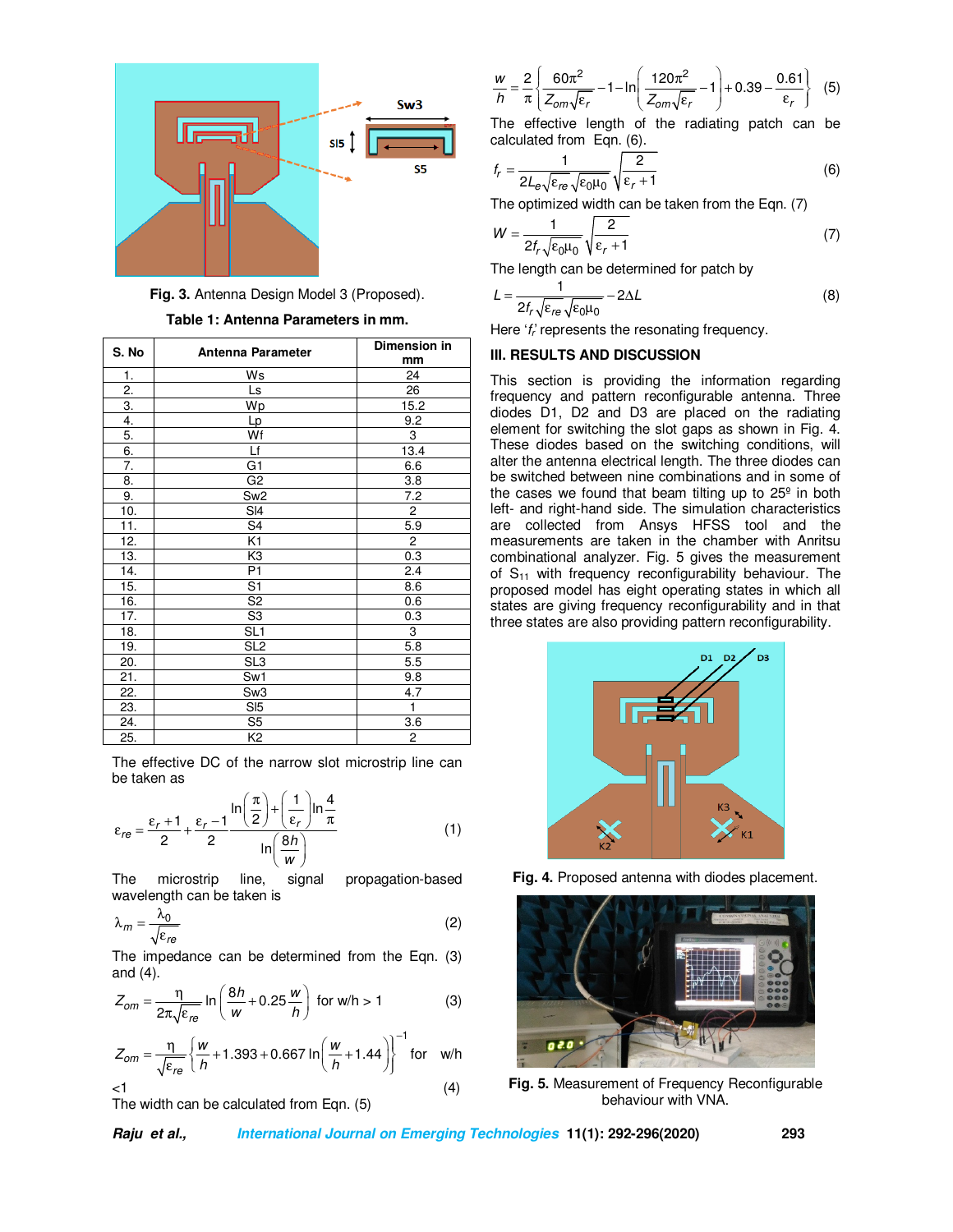Fig. 3. Antenna Design Model 3 (Proposed).

**Table 1: Antenna Parameters in mm.**

| S. No | Antenna Parameter | Dimension in mm |
|---|---|---|
| 1. | Ws | 24 |
| 2. | Ls | 26 |
| 3. | Wp | 15.2 |
| 4. | Lp | 9.2 |
| 5. | Wf | 3 |
| 6. | Lf | 13.4 |
| 7. | G1 | 6.6 |
| 8. | G2 | 3.8 |
| 9. | Sw2 | 7.2 |
| 10. | Sl4 | 2 |
| 11. | S4 | 5.9 |
| 12. | K1 | 2 |
| 13. | K3 | 0.3 |
| 14. | P1 | 2.4 |
| 15. | S1 | 8.6 |
| 16. | S2 | 0.6 |
| 17. | S3 | 0.3 |
| 18. | SL1 | 3 |
| 19. | SL2 | 5.8 |
| 20. | SL3 | 5.5 |
| 21. | Sw1 | 9.8 |
| 22. | Sw3 | 4.7 |
| 23. | Sl5 | 1 |
| 24. | S5 | 3.6 |
| 25. | K2 | 2 |

The effective DC of the narrow slot microstrip line can be taken as

$$\varepsilon_{re} = \frac{\varepsilon_r + 1}{2} + \frac{\varepsilon_r - 1}{2} \frac{\ln\left(\frac{\pi}{2}\right) + \left(\frac{1}{\varepsilon_r}\right)\ln\frac{4}{\pi}}{\ln\left(\frac{8h}{w}\right)} \quad (1)$$

The microstrip line, signal propagation-based wavelength can be taken is

$$\lambda_m = \frac{\lambda_0}{\sqrt{\varepsilon_{re}}} \quad (2)$$

The impedance can be determined from the Eqn. (3) and (4).

$$Z_{om} = \frac{\eta}{2\pi\sqrt{\varepsilon_{re}}} \ln\left(\frac{8h}{w} + 0.25\frac{w}{h}\right) \quad \text{for w/h > 1} \quad (3)$$

$$Z_{om} = \frac{\eta}{\sqrt{\varepsilon_{re}}} \left\{\frac{w}{h} + 1.393 + 0.667\ln\left(\frac{w}{h} + 1.44\right)\right\}^{-1} \quad \text{for w/h <1} \quad (4)$$

The width can be calculated from Eqn. (5)

$$\frac{w}{h} = \frac{2}{\pi}\left\{\frac{60\pi^2}{Z_{om}\sqrt{\varepsilon_r}} - 1 - \ln\left(\frac{120\pi^2}{Z_{om}\sqrt{\varepsilon_r}} - 1\right) + 0.39 - \frac{0.61}{\varepsilon_r}\right\} \quad (5)$$

The effective length of the radiating patch can be calculated from Eqn. (6).

$$f_r = \frac{1}{2L_e\sqrt{\varepsilon_{re}}\sqrt{\varepsilon_0\mu_0}}\sqrt{\frac{2}{\varepsilon_r + 1}} \quad (6)$$

The optimized width can be taken from the Eqn. (7)

$$W = \frac{1}{2f_r\sqrt{\varepsilon_0\mu_0}}\sqrt{\frac{2}{\varepsilon_r + 1}} \quad (7)$$

The length can be determined for patch by

$$L = \frac{1}{2f_r\sqrt{\varepsilon_{re}}\sqrt{\varepsilon_0\mu_0}} - 2\Delta L \quad (8)$$

Here '$f_r$' represents the resonating frequency.

## III. RESULTS AND DISCUSSION

This section is providing the information regarding frequency and pattern reconfigurable antenna. Three diodes D1, D2 and D3 are placed on the radiating element for switching the slot gaps as shown in Fig. 4. These diodes based on the switching conditions, will alter the antenna electrical length. The three diodes can be switched between nine combinations and in some of the cases we found that beam tilting up to 25º in both left- and right-hand side. The simulation characteristics are collected from Ansys HFSS tool and the measurements are taken in the chamber with Anritsu combinational analyzer. Fig. 5 gives the measurement of $S_{11}$ with frequency reconfigurability behaviour. The proposed model has eight operating states in which all states are giving frequency reconfigurability and in that three states are also providing pattern reconfigurability.

Fig. 4. Proposed antenna with diodes placement.

Fig. 5. Measurement of Frequency Reconfigurable behaviour with VNA.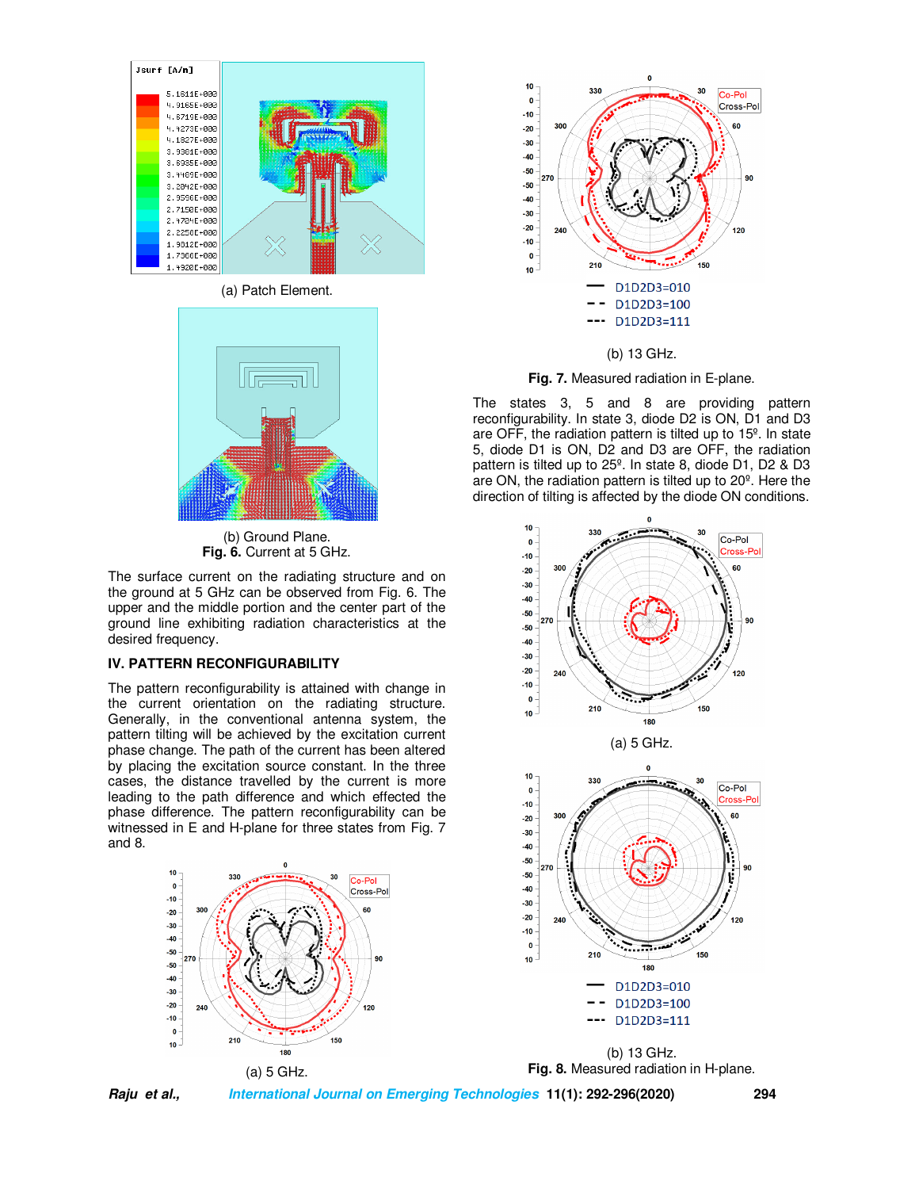(a) Patch Element.

(b) Ground Plane.

**Fig. 6.** Current at 5 GHz.

The surface current on the radiating structure and on the ground at 5 GHz can be observed from Fig. 6. The upper and the middle portion and the center part of the ground line exhibiting radiation characteristics at the desired frequency.

### IV. PATTERN RECONFIGURABILITY

The pattern reconfigurability is attained with change in the current orientation on the radiating structure. Generally, in the conventional antenna system, the pattern tilting will be achieved by the excitation current phase change. The path of the current has been altered by placing the excitation source constant. In the three cases, the distance travelled by the current is more leading to the path difference and which effected the phase difference. The pattern reconfigurability can be witnessed in E and H-plane for three states from Fig. 7 and 8.

(a) 5 GHz.

(b) 13 GHz.

**Fig. 7.** Measured radiation in E-plane.

The states 3, 5 and 8 are providing pattern reconfigurability. In state 3, diode D2 is ON, D1 and D3 are OFF, the radiation pattern is tilted up to 15º. In state 5, diode D1 is ON, D2 and D3 are OFF, the radiation pattern is tilted up to 25º. In state 8, diode D1, D2 & D3 are ON, the radiation pattern is tilted up to 20º. Here the direction of tilting is affected by the diode ON conditions.

(a) 5 GHz.

(b) 13 GHz.

**Fig. 8.** Measured radiation in H-plane.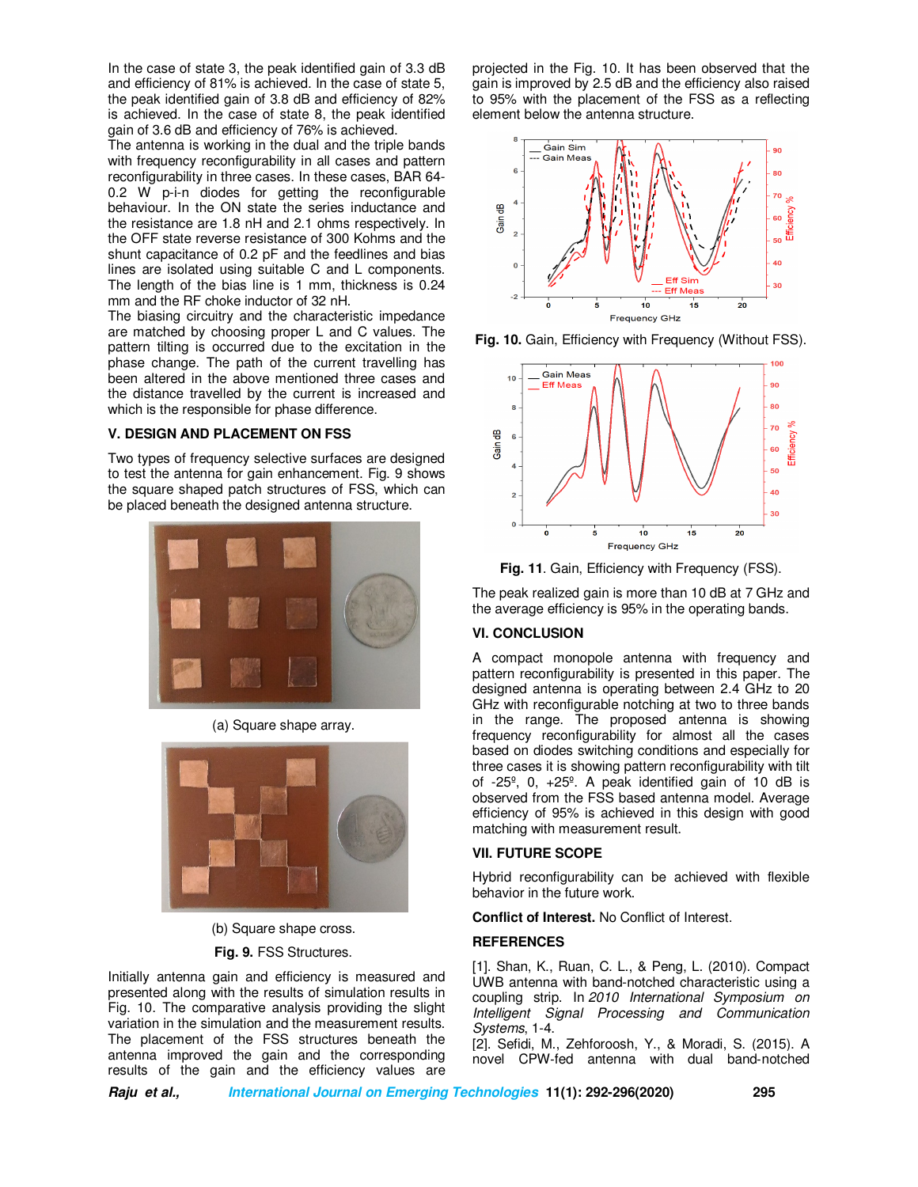In the case of state 3, the peak identified gain of 3.3 dB and efficiency of 81% is achieved. In the case of state 5, the peak identified gain of 3.8 dB and efficiency of 82% is achieved. In the case of state 8, the peak identified gain of 3.6 dB and efficiency of 76% is achieved.

The antenna is working in the dual and the triple bands with frequency reconfigurability in all cases and pattern reconfigurability in three cases. In these cases, BAR 64-0.2 W p-i-n diodes for getting the reconfigurable behaviour. In the ON state the series inductance and the resistance are 1.8 nH and 2.1 ohms respectively. In the OFF state reverse resistance of 300 Kohms and the shunt capacitance of 0.2 pF and the feedlines and bias lines are isolated using suitable C and L components. The length of the bias line is 1 mm, thickness is 0.24 mm and the RF choke inductor of 32 nH.

The biasing circuitry and the characteristic impedance are matched by choosing proper L and C values. The pattern tilting is occurred due to the excitation in the phase change. The path of the current travelling has been altered in the above mentioned three cases and the distance travelled by the current is increased and which is the responsible for phase difference.

## V. DESIGN AND PLACEMENT ON FSS

Two types of frequency selective surfaces are designed to test the antenna for gain enhancement. Fig. 9 shows the square shaped patch structures of FSS, which can be placed beneath the designed antenna structure.

(a) Square shape array.

(b) Square shape cross.

**Fig. 9.** FSS Structures.

Initially antenna gain and efficiency is measured and presented along with the results of simulation results in Fig. 10. The comparative analysis providing the slight variation in the simulation and the measurement results. The placement of the FSS structures beneath the antenna improved the gain and the corresponding results of the gain and the efficiency values are projected in the Fig. 10. It has been observed that the gain is improved by 2.5 dB and the efficiency also raised to 95% with the placement of the FSS as a reflecting element below the antenna structure.

**Fig. 10.** Gain, Efficiency with Frequency (Without FSS).

**Fig. 11**. Gain, Efficiency with Frequency (FSS).

The peak realized gain is more than 10 dB at 7 GHz and the average efficiency is 95% in the operating bands.

## VI. CONCLUSION

A compact monopole antenna with frequency and pattern reconfigurability is presented in this paper. The designed antenna is operating between 2.4 GHz to 20 GHz with reconfigurable notching at two to three bands in the range. The proposed antenna is showing frequency reconfigurability for almost all the cases based on diodes switching conditions and especially for three cases it is showing pattern reconfigurability with tilt of -25º, 0, +25º. A peak identified gain of 10 dB is observed from the FSS based antenna model. Average efficiency of 95% is achieved in this design with good matching with measurement result.

## VII. FUTURE SCOPE

Hybrid reconfigurability can be achieved with flexible behavior in the future work.

**Conflict of Interest.** No Conflict of Interest.

## REFERENCES

[1]. Shan, K., Ruan, C. L., & Peng, L. (2010). Compact UWB antenna with band-notched characteristic using a coupling strip. In *2010 International Symposium on Intelligent Signal Processing and Communication Systems*, 1-4.

[2]. Sefidi, M., Zehforoosh, Y., & Moradi, S. (2015). A novel CPW-fed antenna with dual band-notched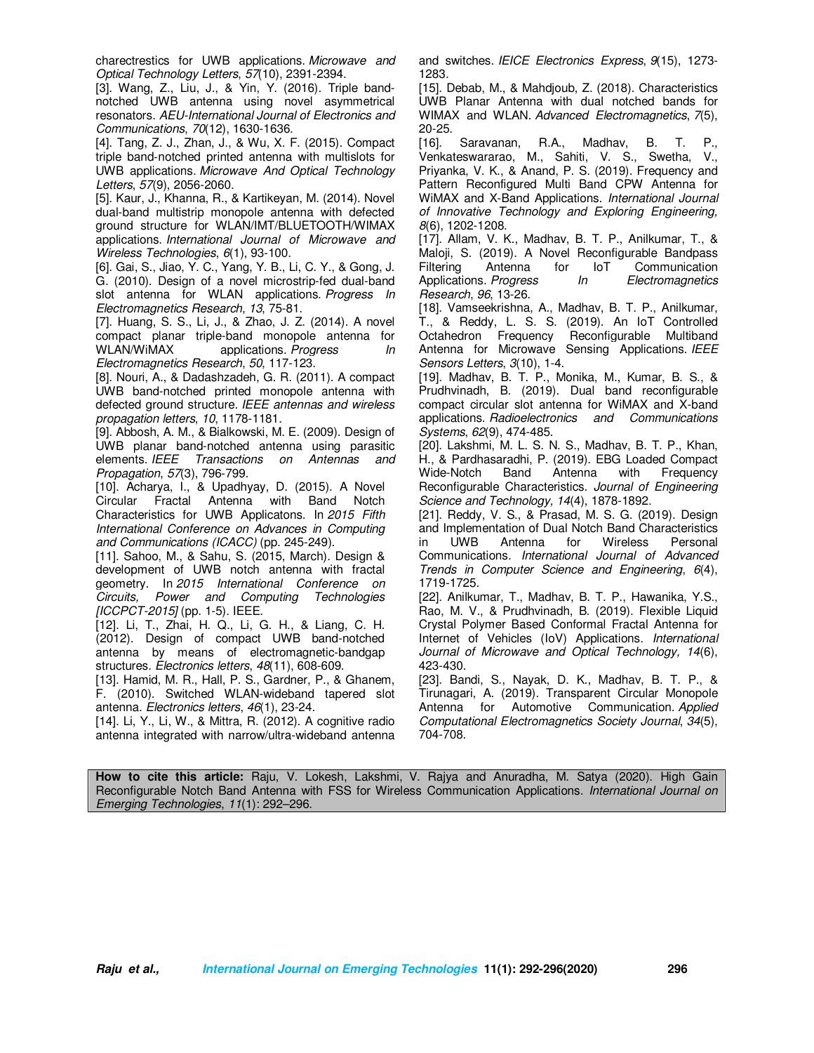charectrestics for UWB applications. *Microwave and Optical Technology Letters*, *57*(10), 2391-2394.

[3]. Wang, Z., Liu, J., & Yin, Y. (2016). Triple band-notched UWB antenna using novel asymmetrical resonators. *AEU-International Journal of Electronics and Communications*, *70*(12), 1630-1636.

[4]. Tang, Z. J., Zhan, J., & Wu, X. F. (2015). Compact triple band-notched printed antenna with multislots for UWB applications. *Microwave And Optical Technology Letters*, *57*(9), 2056-2060.

[5]. Kaur, J., Khanna, R., & Kartikeyan, M. (2014). Novel dual-band multistrip monopole antenna with defected ground structure for WLAN/IMT/BLUETOOTH/WIMAX applications. *International Journal of Microwave and Wireless Technologies*, *6*(1), 93-100.

[6]. Gai, S., Jiao, Y. C., Yang, Y. B., Li, C. Y., & Gong, J. G. (2010). Design of a novel microstrip-fed dual-band slot antenna for WLAN applications. *Progress In Electromagnetics Research*, *13*, 75-81.

[7]. Huang, S. S., Li, J., & Zhao, J. Z. (2014). A novel compact planar triple-band monopole antenna for WLAN/WiMAX applications. *Progress In Electromagnetics Research*, *50*, 117-123.

[8]. Nouri, A., & Dadashzadeh, G. R. (2011). A compact UWB band-notched printed monopole antenna with defected ground structure. *IEEE antennas and wireless propagation letters*, *10*, 1178-1181.

[9]. Abbosh, A. M., & Bialkowski, M. E. (2009). Design of UWB planar band-notched antenna using parasitic elements. *IEEE Transactions on Antennas and Propagation*, *57*(3), 796-799.

[10]. Acharya, I., & Upadhyay, D. (2015). A Novel Circular Fractal Antenna with Band Notch Characteristics for UWB Applicatons. In *2015 Fifth International Conference on Advances in Computing and Communications (ICACC)* (pp. 245-249).

[11]. Sahoo, M., & Sahu, S. (2015, March). Design & development of UWB notch antenna with fractal geometry. In *2015 International Conference on Circuits, Power and Computing Technologies [ICCPCT-2015]* (pp. 1-5). IEEE.

[12]. Li, T., Zhai, H. Q., Li, G. H., & Liang, C. H. (2012). Design of compact UWB band-notched antenna by means of electromagnetic-bandgap structures. *Electronics letters*, *48*(11), 608-609.

[13]. Hamid, M. R., Hall, P. S., Gardner, P., & Ghanem, F. (2010). Switched WLAN-wideband tapered slot antenna. *Electronics letters*, *46*(1), 23-24.

[14]. Li, Y., Li, W., & Mittra, R. (2012). A cognitive radio antenna integrated with narrow/ultra-wideband antenna and switches. *IEICE Electronics Express*, *9*(15), 1273-1283.

[15]. Debab, M., & Mahdjoub, Z. (2018). Characteristics UWB Planar Antenna with dual notched bands for WIMAX and WLAN. *Advanced Electromagnetics*, *7*(5), 20-25.

[16]. Saravanan, R.A., Madhav, B. T. P., Venkateswararao, M., Sahiti, V. S., Swetha, V., Priyanka, V. K., & Anand, P. S. (2019). Frequency and Pattern Reconfigured Multi Band CPW Antenna for WiMAX and X-Band Applications. *International Journal of Innovative Technology and Exploring Engineering, 8*(6), 1202-1208.

[17]. Allam, V. K., Madhav, B. T. P., Anilkumar, T., & Maloji, S. (2019). A Novel Reconfigurable Bandpass Filtering Antenna for IoT Communication Applications. *Progress In Electromagnetics Research*, *96*, 13-26.

[18]. Vamseekrishna, A., Madhav, B. T. P., Anilkumar, T., & Reddy, L. S. S. (2019). An IoT Controlled Octahedron Frequency Reconfigurable Multiband Antenna for Microwave Sensing Applications. *IEEE Sensors Letters*, *3*(10), 1-4.

[19]. Madhav, B. T. P., Monika, M., Kumar, B. S., & Prudhvinadh, B. (2019). Dual band reconfigurable compact circular slot antenna for WiMAX and X-band applications. *Radioelectronics and Communications Systems*, *62*(9), 474-485.

[20]. Lakshmi, M. L. S. N. S., Madhav, B. T. P., Khan, H., & Pardhasaradhi, P. (2019). EBG Loaded Compact Wide-Notch Band Antenna with Frequency Reconfigurable Characteristics. *Journal of Engineering Science and Technology, 14*(4), 1878-1892.

[21]. Reddy, V. S., & Prasad, M. S. G. (2019). Design and Implementation of Dual Notch Band Characteristics in UWB Antenna for Wireless Personal Communications. *International Journal of Advanced Trends in Computer Science and Engineering*, *6*(4), 1719-1725.

[22]. Anilkumar, T., Madhav, B. T. P., Hawanika, Y.S., Rao, M. V., & Prudhvinadh, B. (2019). Flexible Liquid Crystal Polymer Based Conformal Fractal Antenna for Internet of Vehicles (IoV) Applications. *International Journal of Microwave and Optical Technology, 14*(6), 423-430.

[23]. Bandi, S., Nayak, D. K., Madhav, B. T. P., & Tirunagari, A. (2019). Transparent Circular Monopole Antenna for Automotive Communication. *Applied Computational Electromagnetics Society Journal*, *34*(5), 704-708.

**How to cite this article:** Raju, V. Lokesh, Lakshmi, V. Rajya and Anuradha, M. Satya (2020). High Gain Reconfigurable Notch Band Antenna with FSS for Wireless Communication Applications. *International Journal on Emerging Technologies*, *11*(1): 292–296.